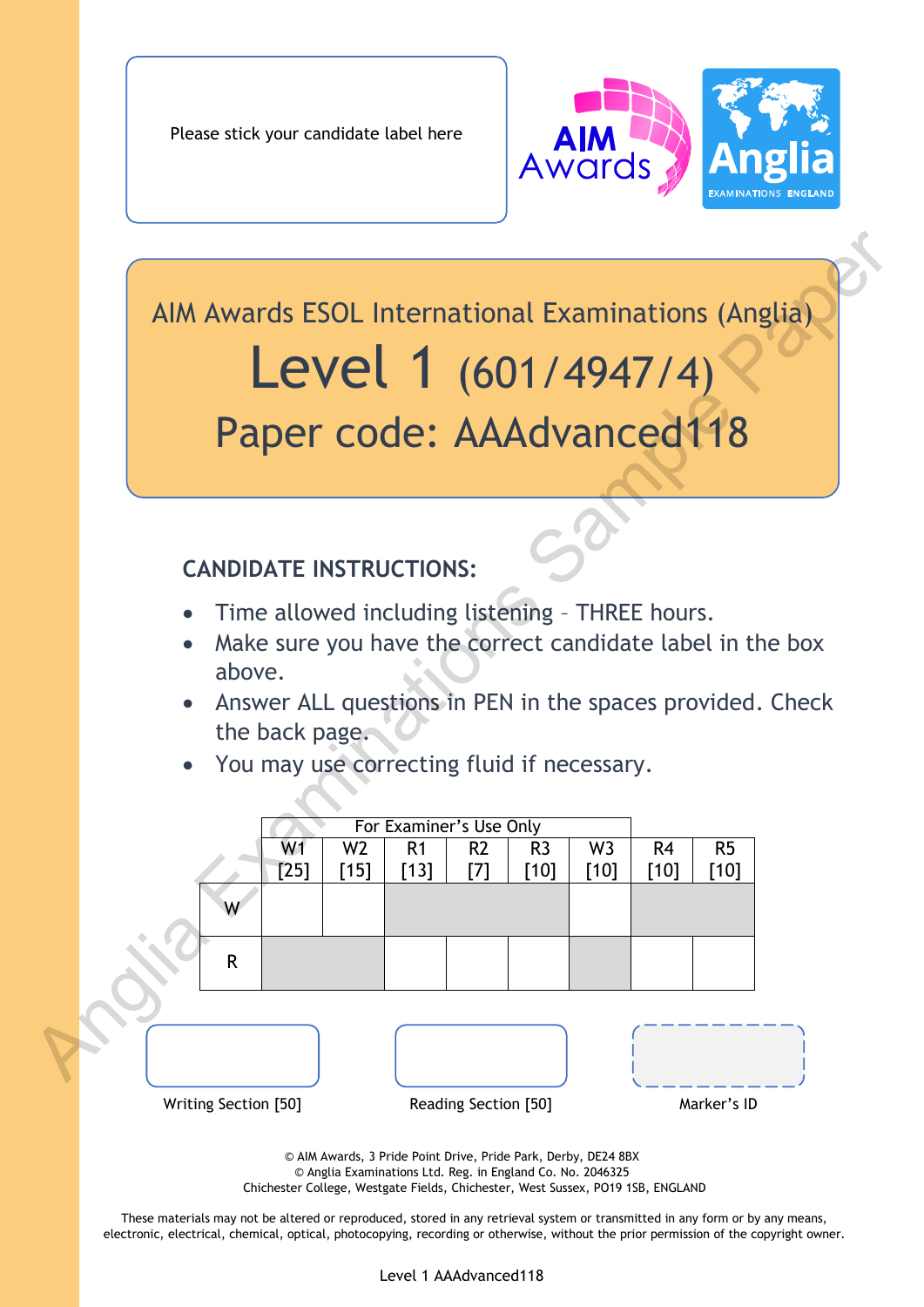Please stick your candidate label here

AIM Awards

Anglia EXAMINATIONS ENGLAND

# AIM Awards ESOL International Examinations (Anglia)

# Level 1 (601/4947/4)

## Paper code: AAAdvanced118

### CANDIDATE INSTRUCTIONS:

- Time allowed including listening – THREE hours.
- Make sure you have the correct candidate label in the box above.
- Answer ALL questions in PEN in the spaces provided. Check the back page.
- You may use correcting fluid if necessary.

| | For Examiner's Use Only | | | | | | | |
|---|---|---|---|---|---|---|---|---|
| | W1 [25] | W2 [15] | R1 [13] | R2 [7] | R3 [10] | W3 [10] | R4 [10] | R5 [10] |
| W | | | | | | | | |
| R | | | | | | | | |

Writing Section [50]

Reading Section [50]

Marker's ID

© AIM Awards, 3 Pride Point Drive, Pride Park, Derby, DE24 8BX
© Anglia Examinations Ltd. Reg. in England Co. No. 2046325
Chichester College, Westgate Fields, Chichester, West Sussex, PO19 1SB, ENGLAND

These materials may not be altered or reproduced, stored in any retrieval system or transmitted in any form or by any means, electronic, electrical, chemical, optical, photocopying, recording or otherwise, without the prior permission of the copyright owner.

Anglia Examinations Sample Paper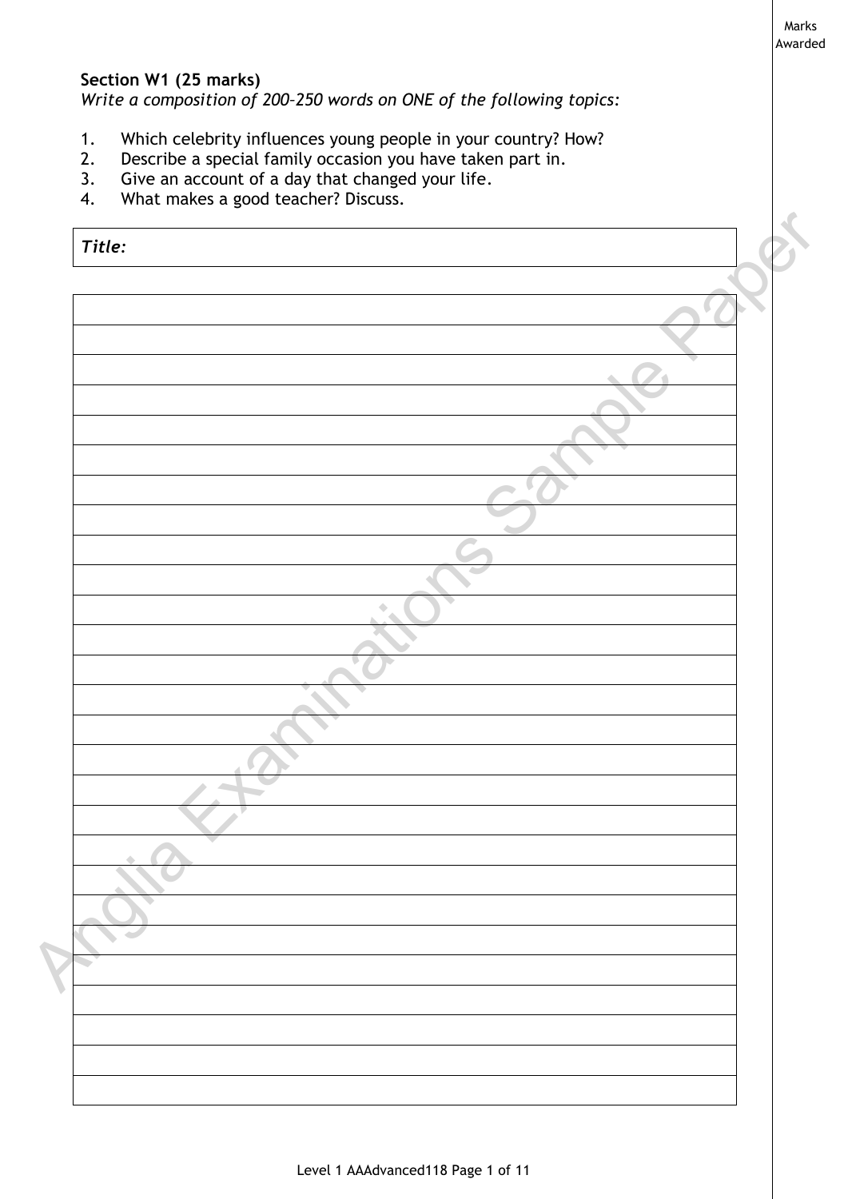Marks Awarded

**Section W1 (25 marks)**

*Write a composition of 200–250 words on ONE of the following topics:*

1. Which celebrity influences young people in your country? How?
2. Describe a special family occasion you have taken part in.
3. Give an account of a day that changed your life.
4. What makes a good teacher? Discuss.

| *Title:* |
|---|

| |
|---|
| |
| |
| |
| |
| |
| |
| |
| |
| |
| |
| |
| |
| |
| |
| |
| |
| |
| |
| |
| |
| |
| |
| |
| |
| |
| |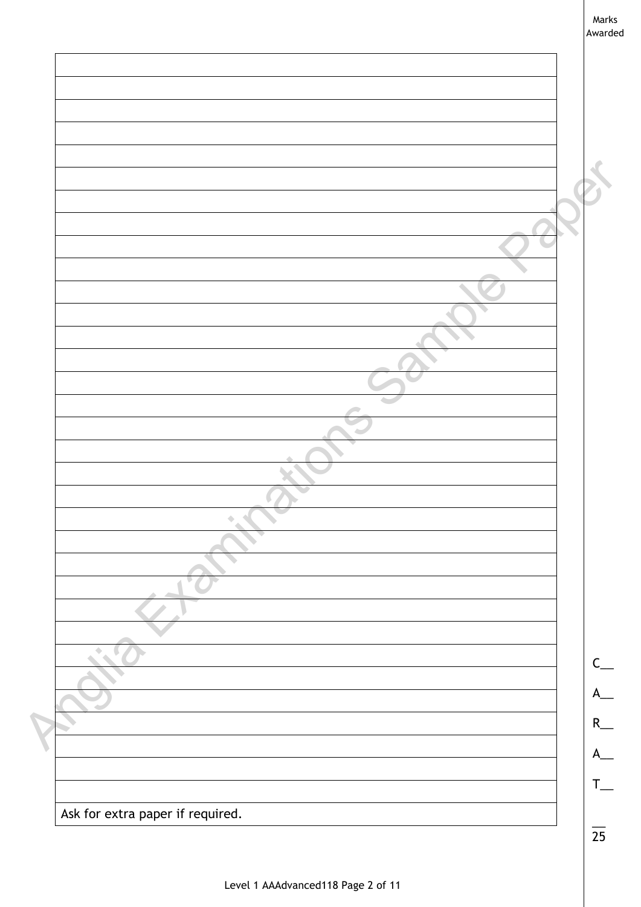Marks Awarded

| |
|---|
| |
| |
| |
| |
| |
| |
| |
| |
| |
| |
| |
| |
| |
| |
| |
| |
| |
| |
| |
| |
| |
| |
| |
| |
| |
| |
| |
| |
| |
| |
| |
| Ask for extra paper if required. |

C__

A__

R__

A__

T__

__
25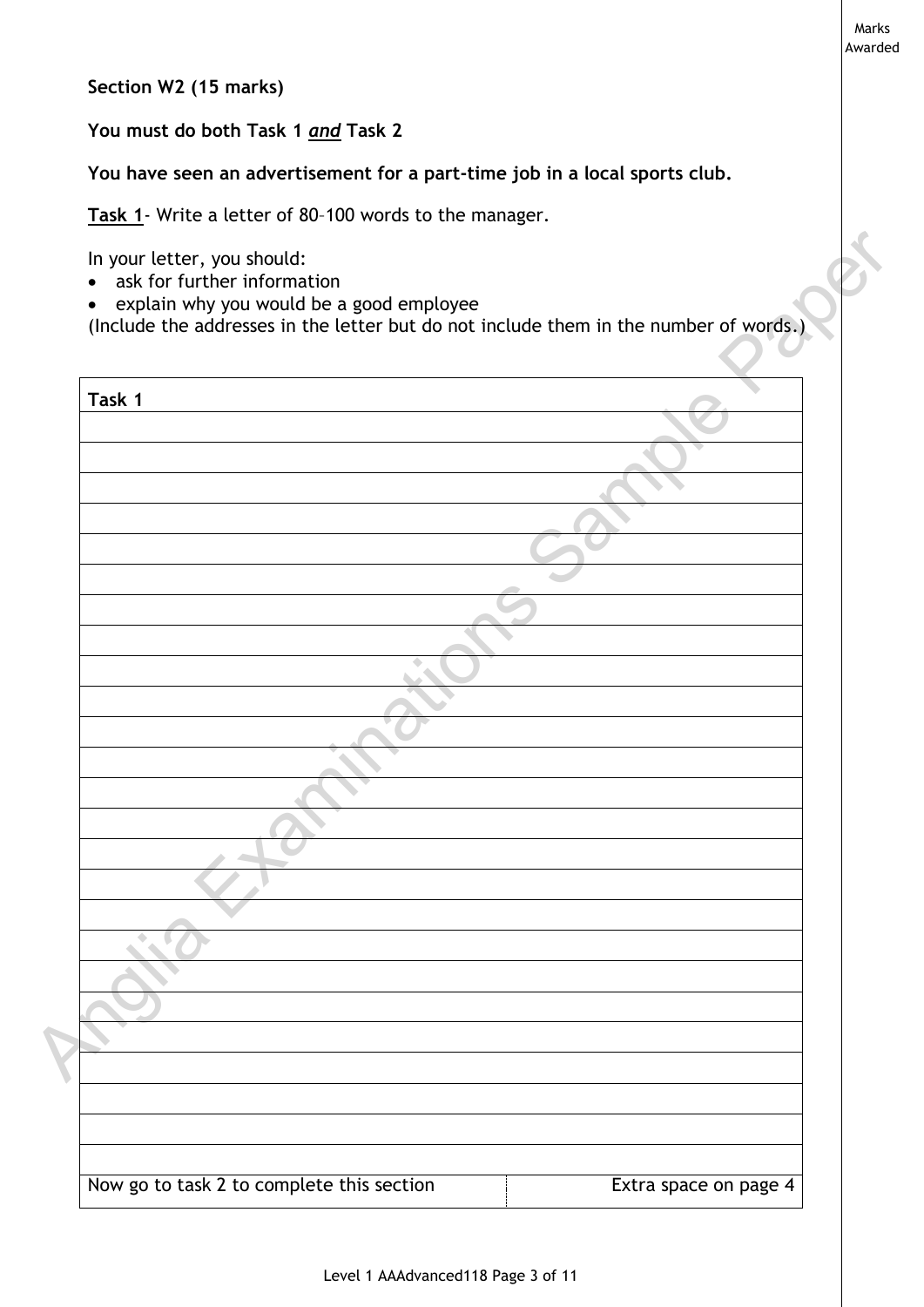**Section W2 (15 marks)**

**You must do both Task 1 *and* Task 2**

**You have seen an advertisement for a part-time job in a local sports club.**

**Task 1**- Write a letter of 80–100 words to the manager.

In your letter, you should:

- ask for further information
- explain why you would be a good employee

(Include the addresses in the letter but do not include them in the number of words.)

| **Task 1** | |
|---|---|
| | |
| | |
| | |
| | |
| | |
| | |
| | |
| | |
| | |
| | |
| | |
| | |
| | |
| | |
| | |
| | |
| | |
| | |
| | |
| | |
| | |
| | |
| | |
| | |
| | |
| Now go to task 2 to complete this section | Extra space on page 4 |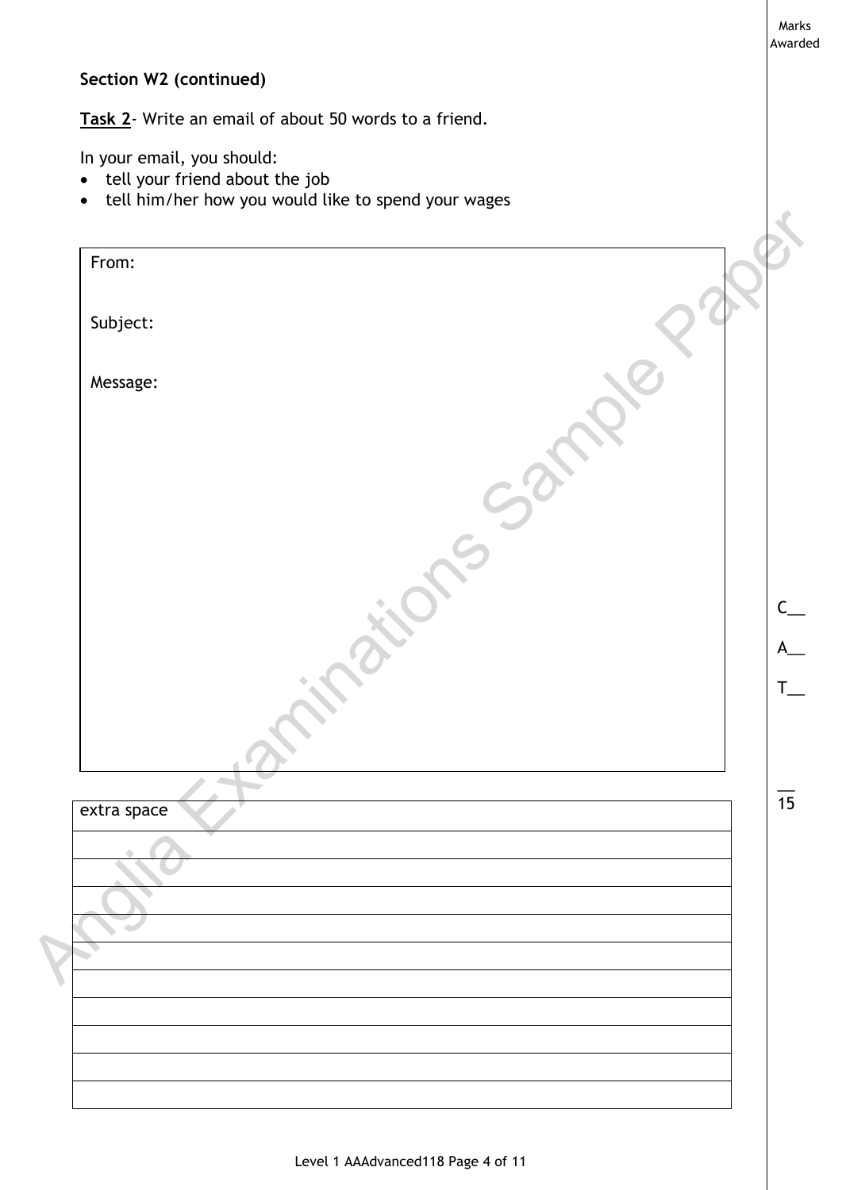**Section W2 (continued)**

**Task 2**- Write an email of about 50 words to a friend.

In your email, you should:

- tell your friend about the job
- tell him/her how you would like to spend your wages

From:

Subject:

Message:

C__

A__

T__

__
15

extra space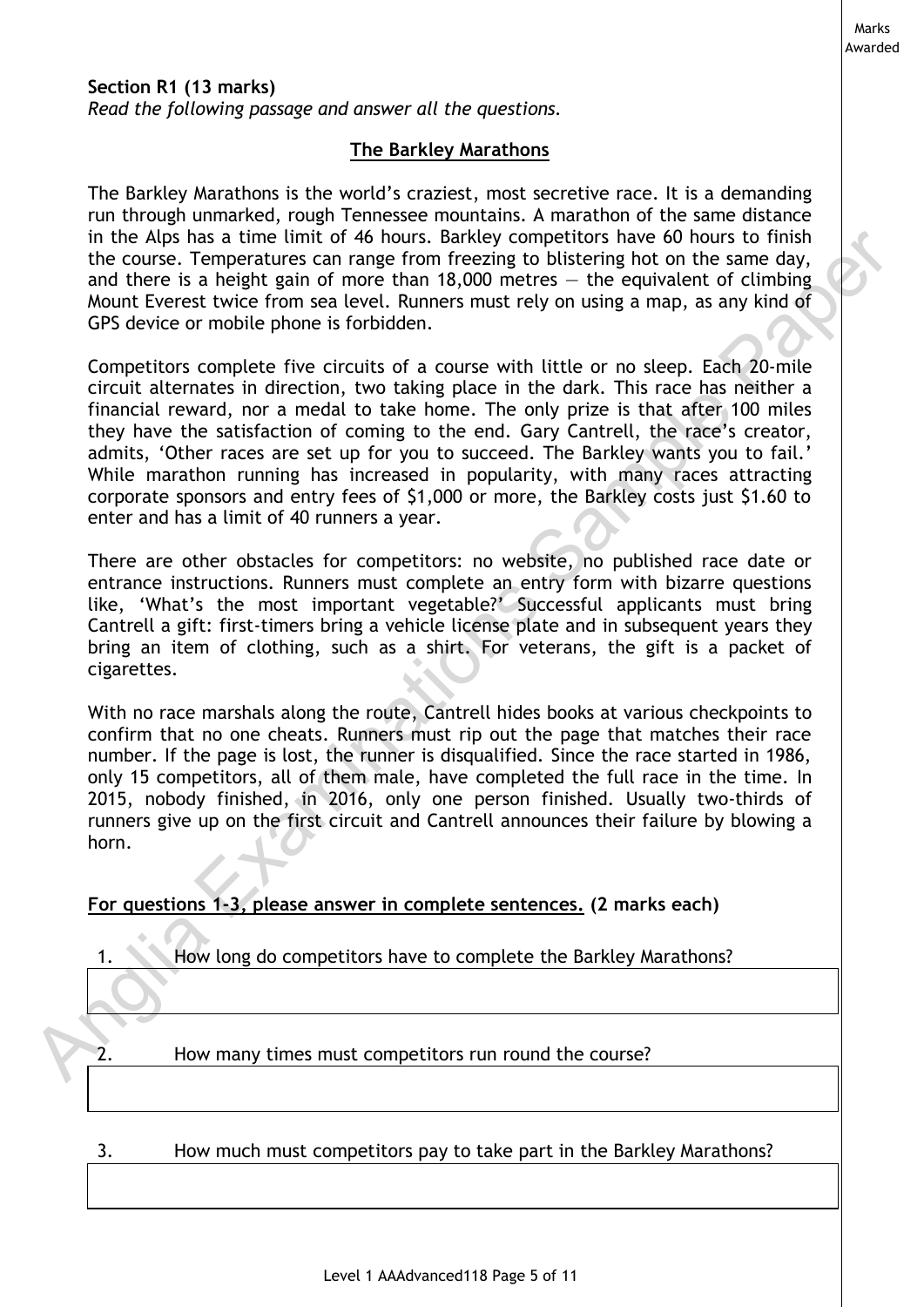**Section R1 (13 marks)**
*Read the following passage and answer all the questions.*

## The Barkley Marathons

The Barkley Marathons is the world's craziest, most secretive race. It is a demanding run through unmarked, rough Tennessee mountains. A marathon of the same distance in the Alps has a time limit of 46 hours. Barkley competitors have 60 hours to finish the course. Temperatures can range from freezing to blistering hot on the same day, and there is a height gain of more than 18,000 metres — the equivalent of climbing Mount Everest twice from sea level. Runners must rely on using a map, as any kind of GPS device or mobile phone is forbidden.

Competitors complete five circuits of a course with little or no sleep. Each 20-mile circuit alternates in direction, two taking place in the dark. This race has neither a financial reward, nor a medal to take home. The only prize is that after 100 miles they have the satisfaction of coming to the end. Gary Cantrell, the race's creator, admits, 'Other races are set up for you to succeed. The Barkley wants you to fail.' While marathon running has increased in popularity, with many races attracting corporate sponsors and entry fees of $1,000 or more, the Barkley costs just $1.60 to enter and has a limit of 40 runners a year.

There are other obstacles for competitors: no website, no published race date or entrance instructions. Runners must complete an entry form with bizarre questions like, 'What's the most important vegetable?' Successful applicants must bring Cantrell a gift: first-timers bring a vehicle license plate and in subsequent years they bring an item of clothing, such as a shirt. For veterans, the gift is a packet of cigarettes.

With no race marshals along the route, Cantrell hides books at various checkpoints to confirm that no one cheats. Runners must rip out the page that matches their race number. If the page is lost, the runner is disqualified. Since the race started in 1986, only 15 competitors, all of them male, have completed the full race in the time. In 2015, nobody finished, in 2016, only one person finished. Usually two-thirds of runners give up on the first circuit and Cantrell announces their failure by blowing a horn.

**For questions 1-3, please answer in complete sentences. (2 marks each)**

1. How long do competitors have to complete the Barkley Marathons?

2. How many times must competitors run round the course?

3. How much must competitors pay to take part in the Barkley Marathons?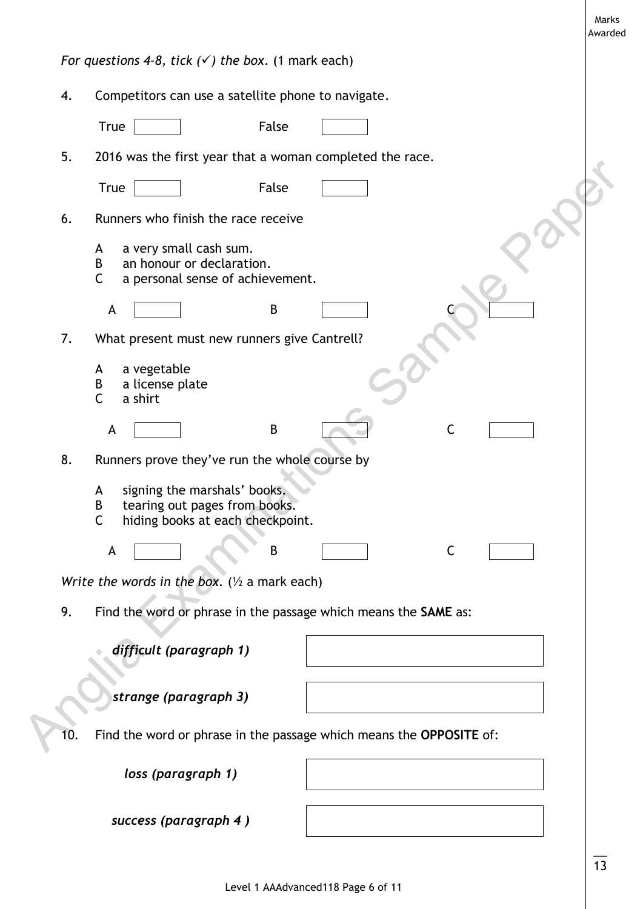*For questions 4-8, tick (✓) the box.* (1 mark each)

4. Competitors can use a satellite phone to navigate.

   True ☐ False ☐

5. 2016 was the first year that a woman completed the race.

   True ☐ False ☐

6. Runners who finish the race receive

   A a very small cash sum.
   B an honour or declaration.
   C a personal sense of achievement.

   A ☐ B ☐ C ☐

7. What present must new runners give Cantrell?

   A a vegetable
   B a license plate
   C a shirt

   A ☐ B ☐ C ☐

8. Runners prove they've run the whole course by

   A signing the marshals' books.
   B tearing out pages from books.
   C hiding books at each checkpoint.

   A ☐ B ☐ C ☐

*Write the words in the box.* (½ a mark each)

9. Find the word or phrase in the passage which means the **SAME** as:

   | | |
   |---|---|
   | ***difficult (paragraph 1)*** | |
   | ***strange (paragraph 3)*** | |

10. Find the word or phrase in the passage which means the **OPPOSITE** of:

   | | |
   |---|---|
   | ***loss (paragraph 1)*** | |
   | ***success (paragraph 4 )*** | |

Marks Awarded

13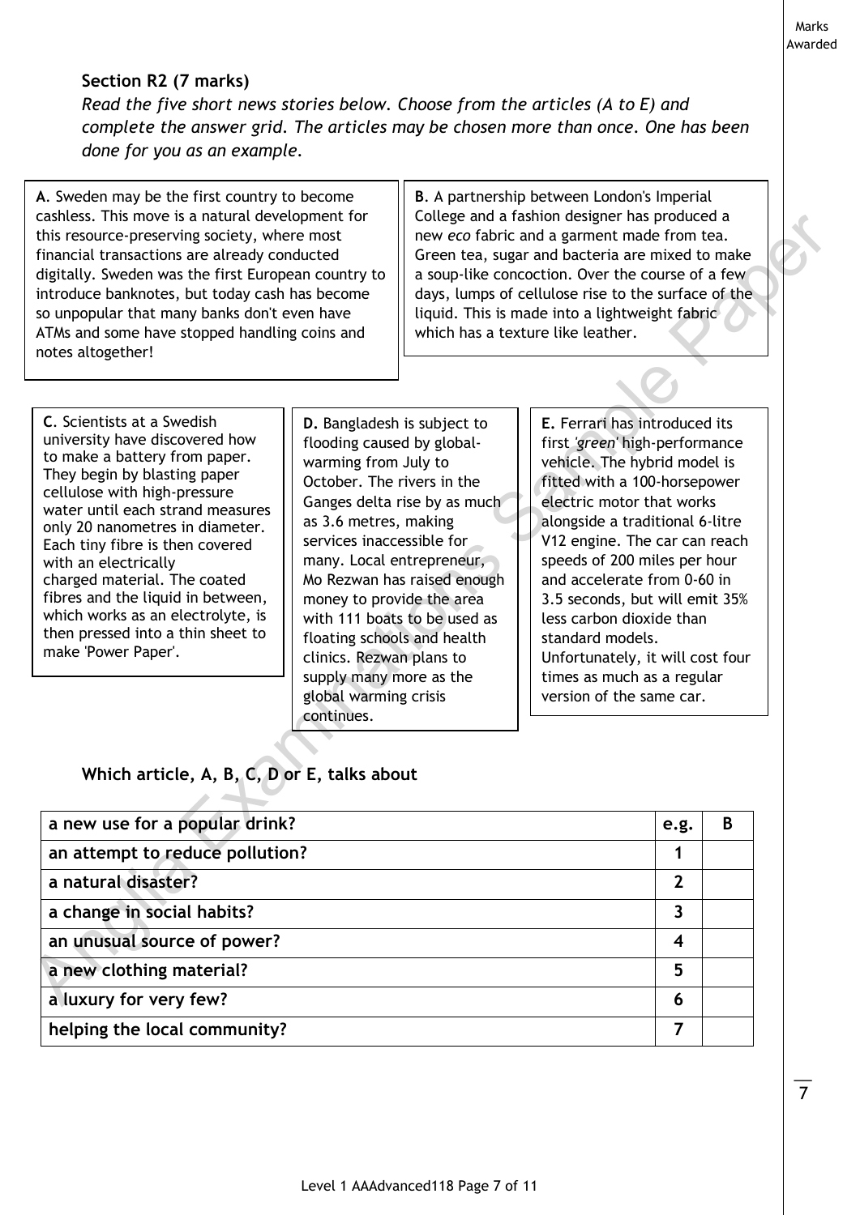Marks Awarded

**Section R2 (7 marks)**

*Read the five short news stories below. Choose from the articles (A to E) and complete the answer grid. The articles may be chosen more than once. One has been done for you as an example.*

**A**. Sweden may be the first country to become cashless. This move is a natural development for this resource-preserving society, where most financial transactions are already conducted digitally. Sweden was the first European country to introduce banknotes, but today cash has become so unpopular that many banks don't even have ATMs and some have stopped handling coins and notes altogether!

**B**. A partnership between London's Imperial College and a fashion designer has produced a new *eco* fabric and a garment made from tea. Green tea, sugar and bacteria are mixed to make a soup-like concoction. Over the course of a few days, lumps of cellulose rise to the surface of the liquid. This is made into a lightweight fabric which has a texture like leather.

**C**. Scientists at a Swedish university have discovered how to make a battery from paper. They begin by blasting paper cellulose with high-pressure water until each strand measures only 20 nanometres in diameter. Each tiny fibre is then covered with an electrically charged material. The coated fibres and the liquid in between, which works as an electrolyte, is then pressed into a thin sheet to make 'Power Paper'.

**D.** Bangladesh is subject to flooding caused by global-warming from July to October. The rivers in the Ganges delta rise by as much as 3.6 metres, making services inaccessible for many. Local entrepreneur, Mo Rezwan has raised enough money to provide the area with 111 boats to be used as floating schools and health clinics. Rezwan plans to supply many more as the global warming crisis continues.

**E.** Ferrari has introduced its first *'green'* high-performance vehicle. The hybrid model is fitted with a 100-horsepower electric motor that works alongside a traditional 6-litre V12 engine. The car can reach speeds of 200 miles per hour and accelerate from 0-60 in 3.5 seconds, but will emit 35% less carbon dioxide than standard models. Unfortunately, it will cost four times as much as a regular version of the same car.

**Which article, A, B, C, D or E, talks about**

| | | |
|---|---|---|
| **a new use for a popular drink?** | **e.g.** | **B** |
| **an attempt to reduce pollution?** | **1** | |
| **a natural disaster?** | **2** | |
| **a change in social habits?** | **3** | |
| **an unusual source of power?** | **4** | |
| **a new clothing material?** | **5** | |
| **a luxury for very few?** | **6** | |
| **helping the local community?** | **7** | |

7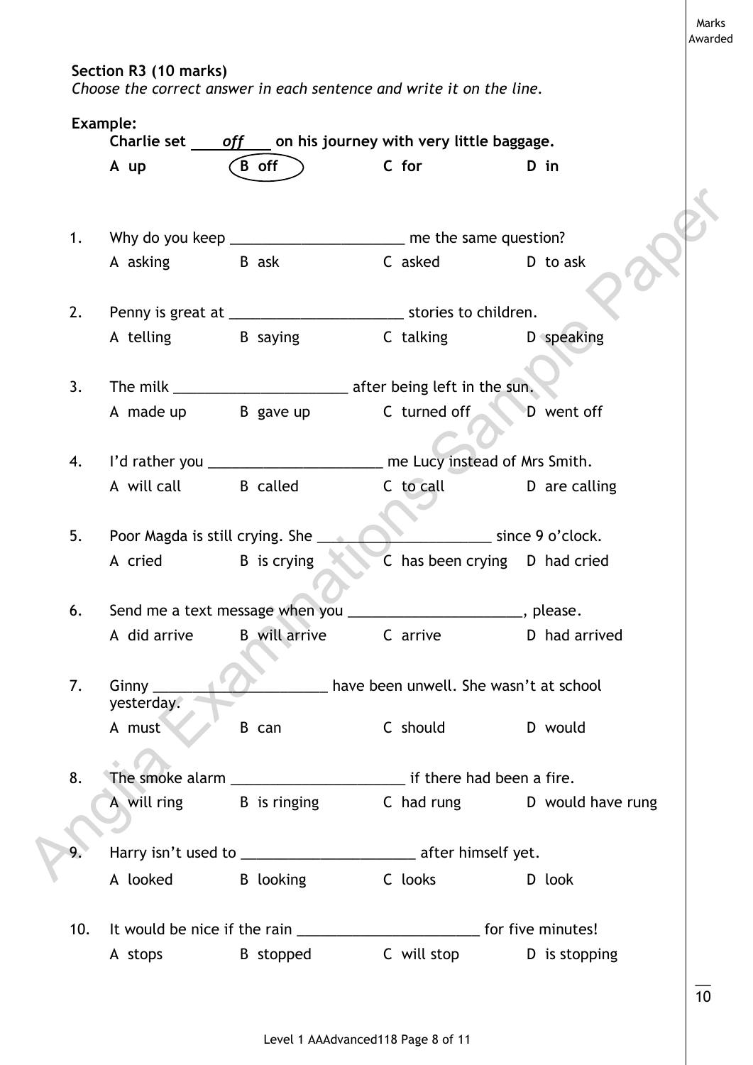Marks Awarded

**Section R3 (10 marks)**
*Choose the correct answer in each sentence and write it on the line.*

**Example:**

**Charlie set ____*off*____ on his journey with very little baggage.**

**A up** **(B off)** **C for** **D in**

1. Why do you keep ______________________ me the same question?

   A asking B ask C asked D to ask

2. Penny is great at ______________________ stories to children.

   A telling B saying C talking D speaking

3. The milk ______________________ after being left in the sun.

   A made up B gave up C turned off D went off

4. I'd rather you ______________________ me Lucy instead of Mrs Smith.

   A will call B called C to call D are calling

5. Poor Magda is still crying. She ______________________ since 9 o'clock.

   A cried B is crying C has been crying D had cried

6. Send me a text message when you ______________________, please.

   A did arrive B will arrive C arrive D had arrived

7. Ginny ______________________ have been unwell. She wasn't at school yesterday.

   A must B can C should D would

8. The smoke alarm ______________________ if there had been a fire.

   A will ring B is ringing C had rung D would have rung

9. Harry isn't used to ______________________ after himself yet.

   A looked B looking C looks D look

10. It would be nice if the rain ______________________ for five minutes!

    A stops B stopped C will stop D is stopping

___
10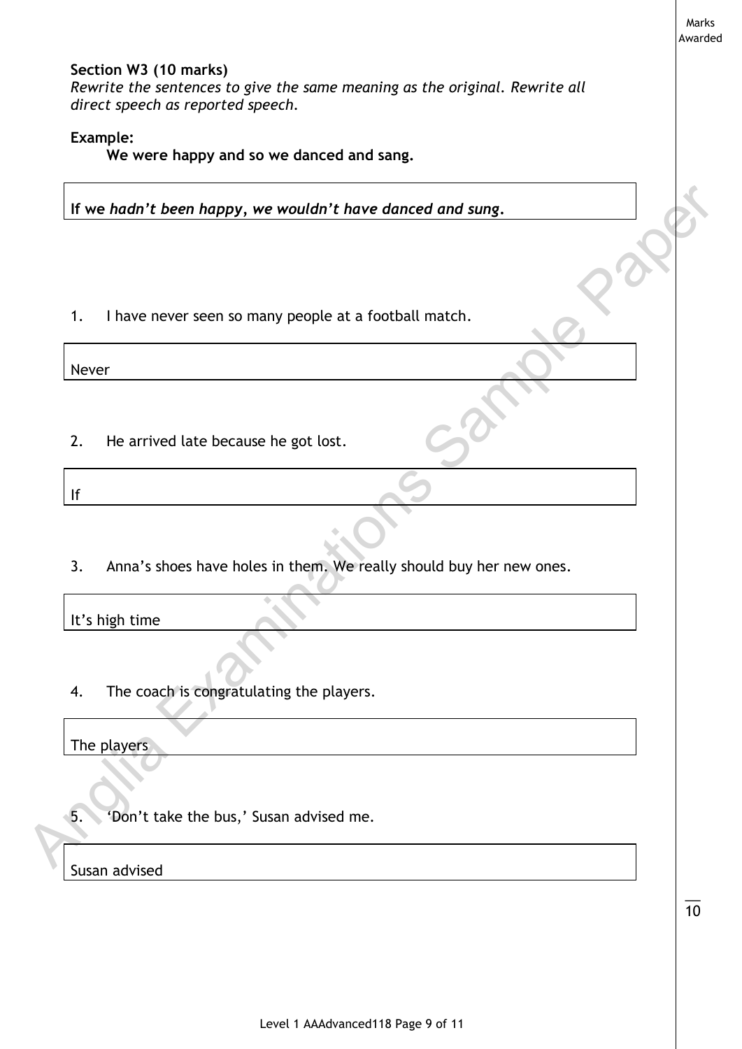Marks Awarded

**Section W3 (10 marks)**

*Rewrite the sentences to give the same meaning as the original. Rewrite all direct speech as reported speech.*

**Example:**

**We were happy and so we danced and sang.**

**If we *hadn't been happy, we wouldn't have danced and sung*.**

1. I have never seen so many people at a football match.

Never

2. He arrived late because he got lost.

If

3. Anna's shoes have holes in them. We really should buy her new ones.

It's high time

4. The coach is congratulating the players.

The players

5. 'Don't take the bus,' Susan advised me.

Susan advised

10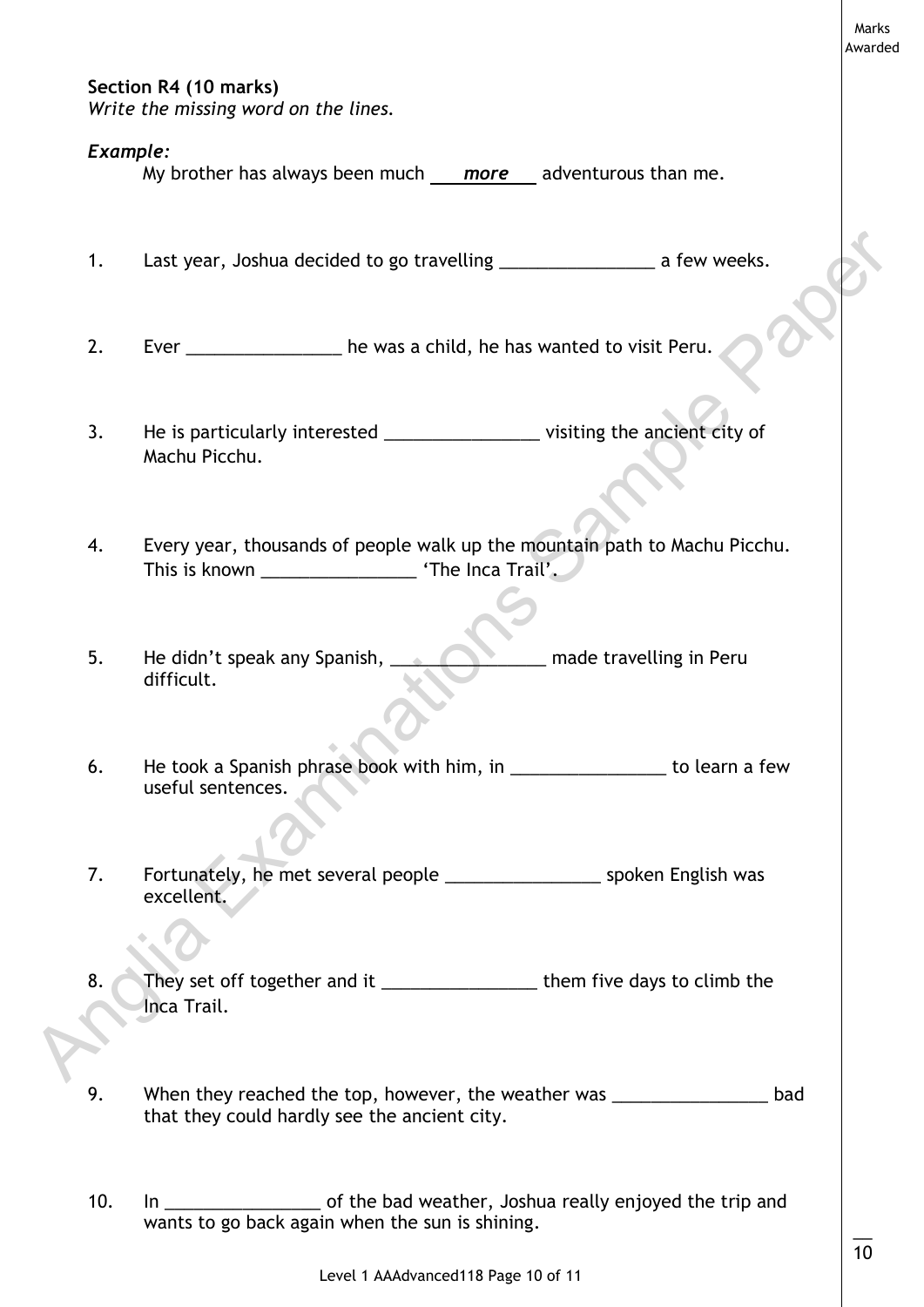Marks Awarded

**Section R4 (10 marks)**
*Write the missing word on the lines.*

***Example:***
My brother has always been much ___***more***___ adventurous than me.

1. Last year, Joshua decided to go travelling ________________ a few weeks.

2. Ever ________________ he was a child, he has wanted to visit Peru.

3. He is particularly interested ________________ visiting the ancient city of Machu Picchu.

4. Every year, thousands of people walk up the mountain path to Machu Picchu. This is known ________________ 'The Inca Trail'.

5. He didn't speak any Spanish, ________________ made travelling in Peru difficult.

6. He took a Spanish phrase book with him, in ________________ to learn a few useful sentences.

7. Fortunately, he met several people ________________ spoken English was excellent.

8. They set off together and it ________________ them five days to climb the Inca Trail.

9. When they reached the top, however, the weather was ________________ bad that they could hardly see the ancient city.

10. In ________________ of the bad weather, Joshua really enjoyed the trip and wants to go back again when the sun is shining.

__
10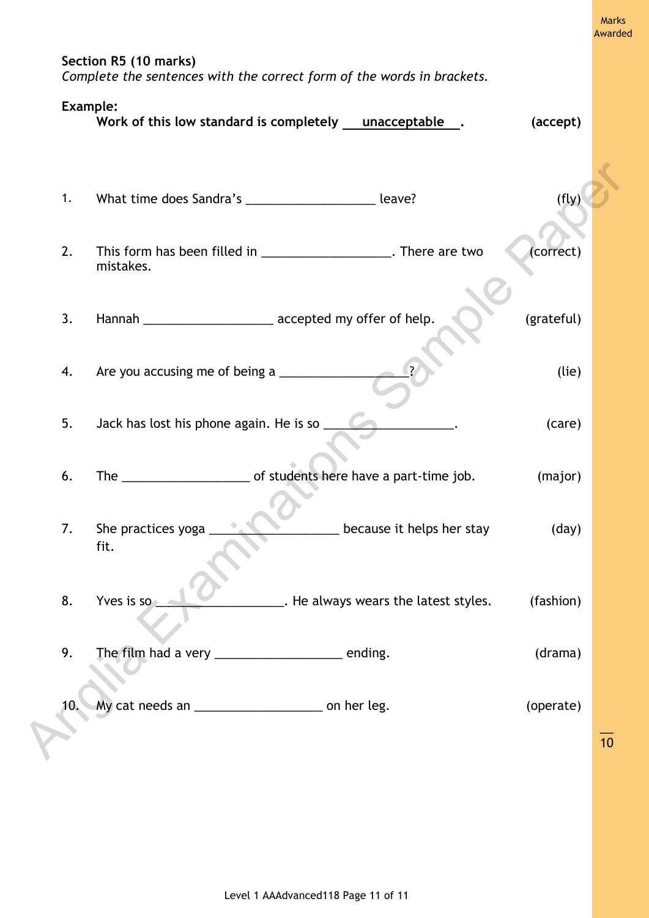Marks Awarded

**Section R5 (10 marks)**
*Complete the sentences with the correct form of the words in brackets.*

**Example:**

**Work of this low standard is completely __unacceptable__. (accept)**

1. What time does Sandra's ____________________ leave? (fly)

2. This form has been filled in ____________________. There are two mistakes. (correct)

3. Hannah ____________________ accepted my offer of help. (grateful)

4. Are you accusing me of being a ____________________? (lie)

5. Jack has lost his phone again. He is so ____________________. (care)

6. The ____________________ of students here have a part-time job. (major)

7. She practices yoga ____________________ because it helps her stay fit. (day)

8. Yves is so ____________________. He always wears the latest styles. (fashion)

9. The film had a very ____________________ ending. (drama)

10. My cat needs an ____________________ on her leg. (operate)

___ / 10